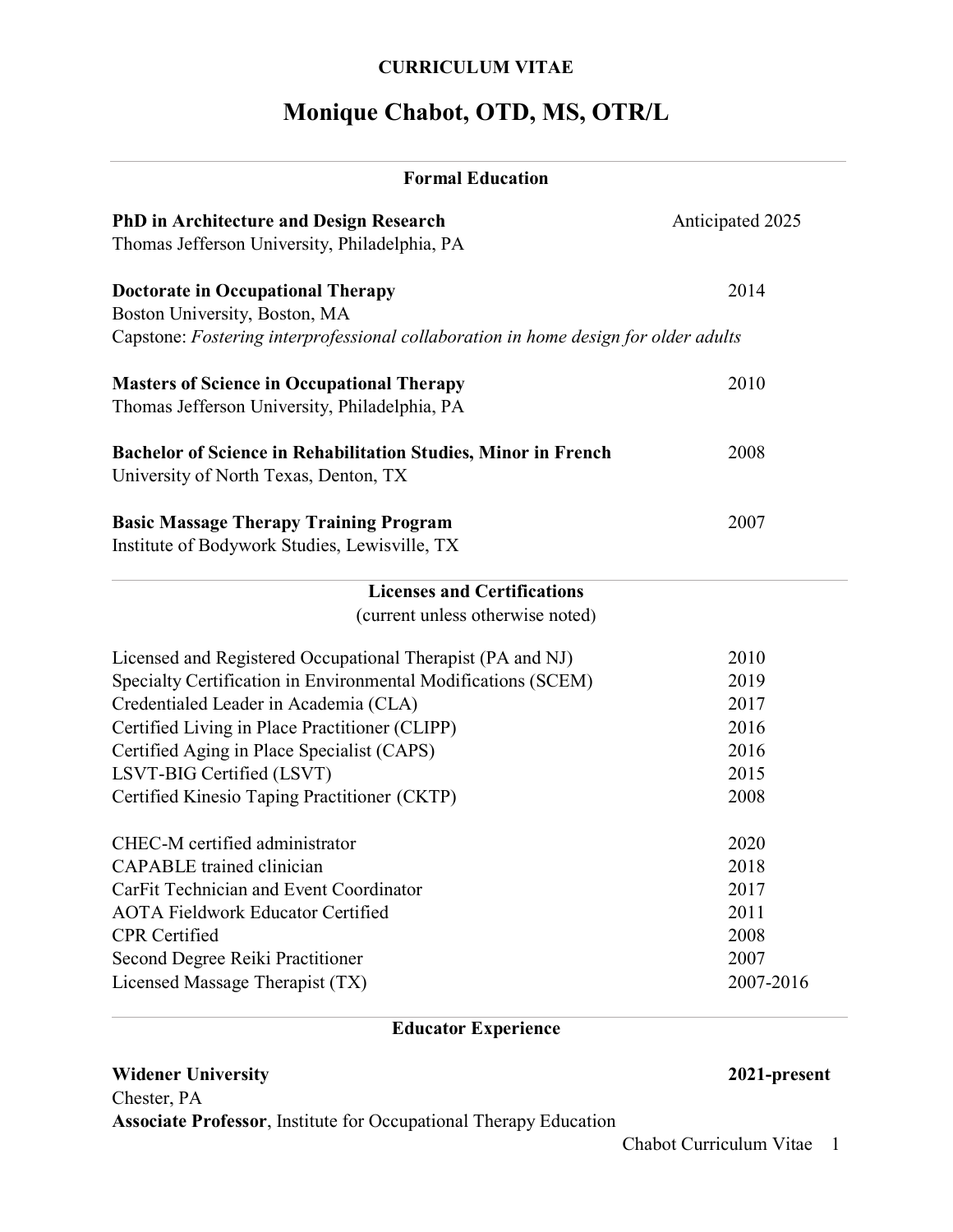**CURRICULUM VITAE**

# Monique Chabot, OTD, MS, OTR/L

## Formal Education

**PhD in Architecture and Design Research** — Anticipated 2025
Thomas Jefferson University, Philadelphia, PA

**Doctorate in Occupational Therapy** — 2014
Boston University, Boston, MA
Capstone: *Fostering interprofessional collaboration in home design for older adults*

**Masters of Science in Occupational Therapy** — 2010
Thomas Jefferson University, Philadelphia, PA

**Bachelor of Science in Rehabilitation Studies, Minor in French** — 2008
University of North Texas, Denton, TX

**Basic Massage Therapy Training Program** — 2007
Institute of Bodywork Studies, Lewisville, TX

## Licenses and Certifications

(current unless otherwise noted)

| Licenses and Certifications | Year |
|---|---|
| Licensed and Registered Occupational Therapist (PA and NJ) | 2010 |
| Specialty Certification in Environmental Modifications (SCEM) | 2019 |
| Credentialed Leader in Academia (CLA) | 2017 |
| Certified Living in Place Practitioner (CLIPP) | 2016 |
| Certified Aging in Place Specialist (CAPS) | 2016 |
| LSVT-BIG Certified (LSVT) | 2015 |
| Certified Kinesio Taping Practitioner (CKTP) | 2008 |

| Certifications | Year |
|---|---|
| CHEC-M certified administrator | 2020 |
| CAPABLE trained clinician | 2018 |
| CarFit Technician and Event Coordinator | 2017 |
| AOTA Fieldwork Educator Certified | 2011 |
| CPR Certified | 2008 |
| Second Degree Reiki Practitioner | 2007 |
| Licensed Massage Therapist (TX) | 2007-2016 |

## Educator Experience

**Widener University** — **2021-present**
Chester, PA
**Associate Professor**, Institute for Occupational Therapy Education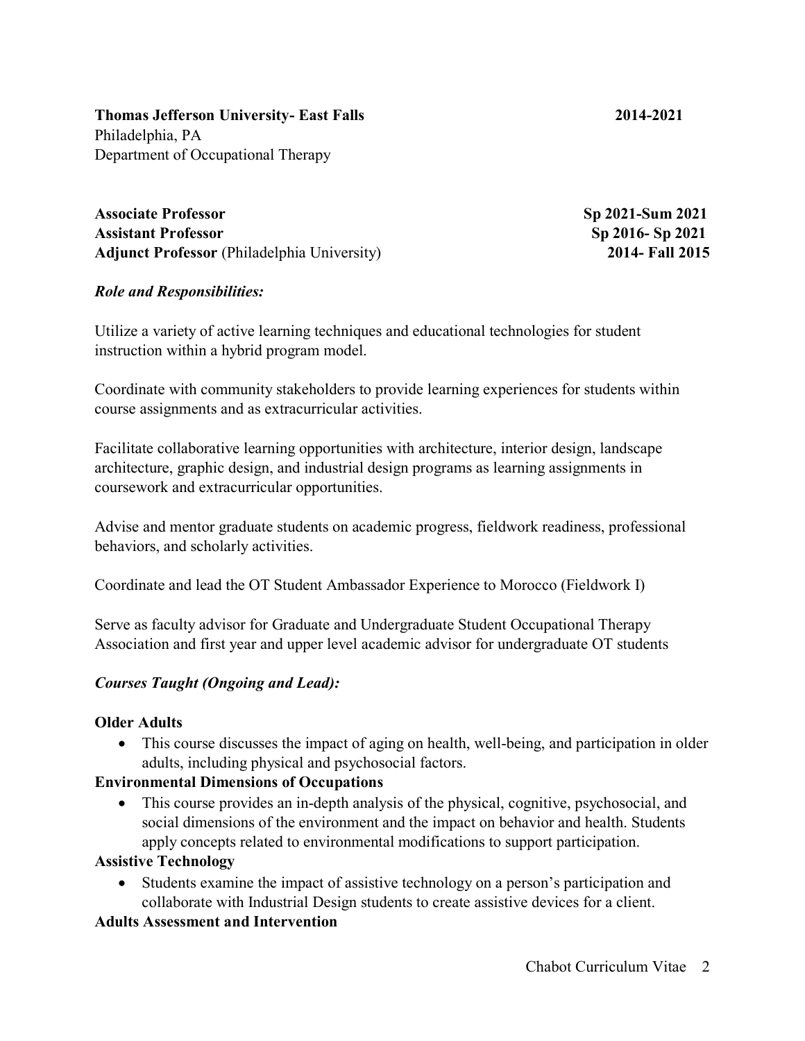**Thomas Jefferson University- East Falls** **2014-2021**
Philadelphia, PA
Department of Occupational Therapy

**Associate Professor** **Sp 2021-Sum 2021**
**Assistant Professor** **Sp 2016- Sp 2021**
**Adjunct Professor** (Philadelphia University) **2014- Fall 2015**

***Role and Responsibilities:***

Utilize a variety of active learning techniques and educational technologies for student instruction within a hybrid program model.

Coordinate with community stakeholders to provide learning experiences for students within course assignments and as extracurricular activities.

Facilitate collaborative learning opportunities with architecture, interior design, landscape architecture, graphic design, and industrial design programs as learning assignments in coursework and extracurricular opportunities.

Advise and mentor graduate students on academic progress, fieldwork readiness, professional behaviors, and scholarly activities.

Coordinate and lead the OT Student Ambassador Experience to Morocco (Fieldwork I)

Serve as faculty advisor for Graduate and Undergraduate Student Occupational Therapy Association and first year and upper level academic advisor for undergraduate OT students

***Courses Taught (Ongoing and Lead):***

**Older Adults**

- This course discusses the impact of aging on health, well-being, and participation in older adults, including physical and psychosocial factors.

**Environmental Dimensions of Occupations**

- This course provides an in-depth analysis of the physical, cognitive, psychosocial, and social dimensions of the environment and the impact on behavior and health. Students apply concepts related to environmental modifications to support participation.

**Assistive Technology**

- Students examine the impact of assistive technology on a person's participation and collaborate with Industrial Design students to create assistive devices for a client.

**Adults Assessment and Intervention**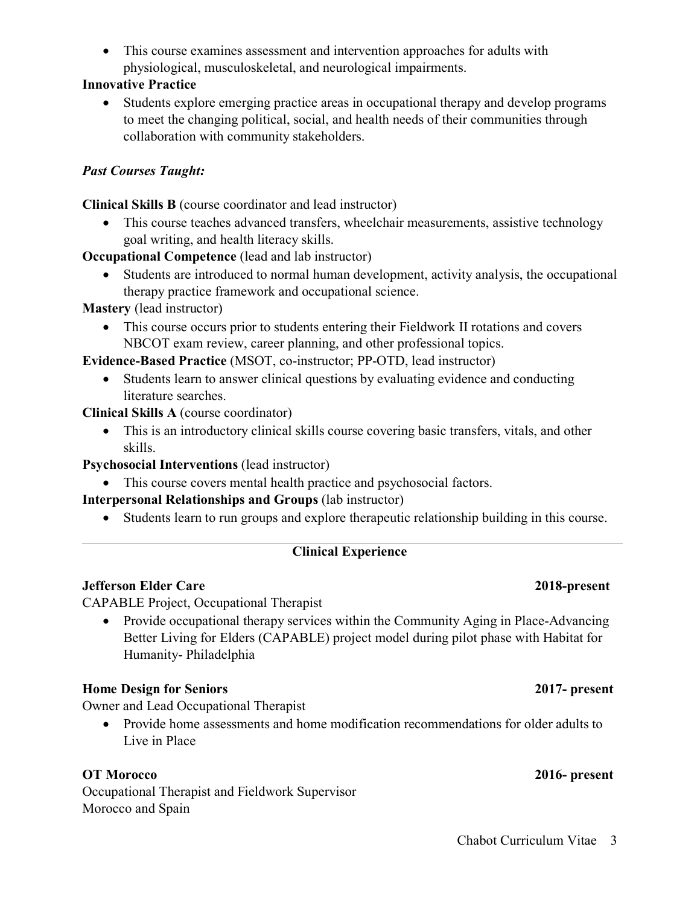- This course examines assessment and intervention approaches for adults with physiological, musculoskeletal, and neurological impairments.

**Innovative Practice**

- Students explore emerging practice areas in occupational therapy and develop programs to meet the changing political, social, and health needs of their communities through collaboration with community stakeholders.

***Past Courses Taught:***

**Clinical Skills B** (course coordinator and lead instructor)

- This course teaches advanced transfers, wheelchair measurements, assistive technology goal writing, and health literacy skills.

**Occupational Competence** (lead and lab instructor)

- Students are introduced to normal human development, activity analysis, the occupational therapy practice framework and occupational science.

**Mastery** (lead instructor)

- This course occurs prior to students entering their Fieldwork II rotations and covers NBCOT exam review, career planning, and other professional topics.

**Evidence-Based Practice** (MSOT, co-instructor; PP-OTD, lead instructor)

- Students learn to answer clinical questions by evaluating evidence and conducting literature searches.

**Clinical Skills A** (course coordinator)

- This is an introductory clinical skills course covering basic transfers, vitals, and other skills.

**Psychosocial Interventions** (lead instructor)

- This course covers mental health practice and psychosocial factors.

**Interpersonal Relationships and Groups** (lab instructor)

- Students learn to run groups and explore therapeutic relationship building in this course.

---

## Clinical Experience

**Jefferson Elder Care** **2018-present**

CAPABLE Project, Occupational Therapist

- Provide occupational therapy services within the Community Aging in Place-Advancing Better Living for Elders (CAPABLE) project model during pilot phase with Habitat for Humanity- Philadelphia

**Home Design for Seniors** **2017- present**

Owner and Lead Occupational Therapist

- Provide home assessments and home modification recommendations for older adults to Live in Place

**OT Morocco** **2016- present**

Occupational Therapist and Fieldwork Supervisor

Morocco and Spain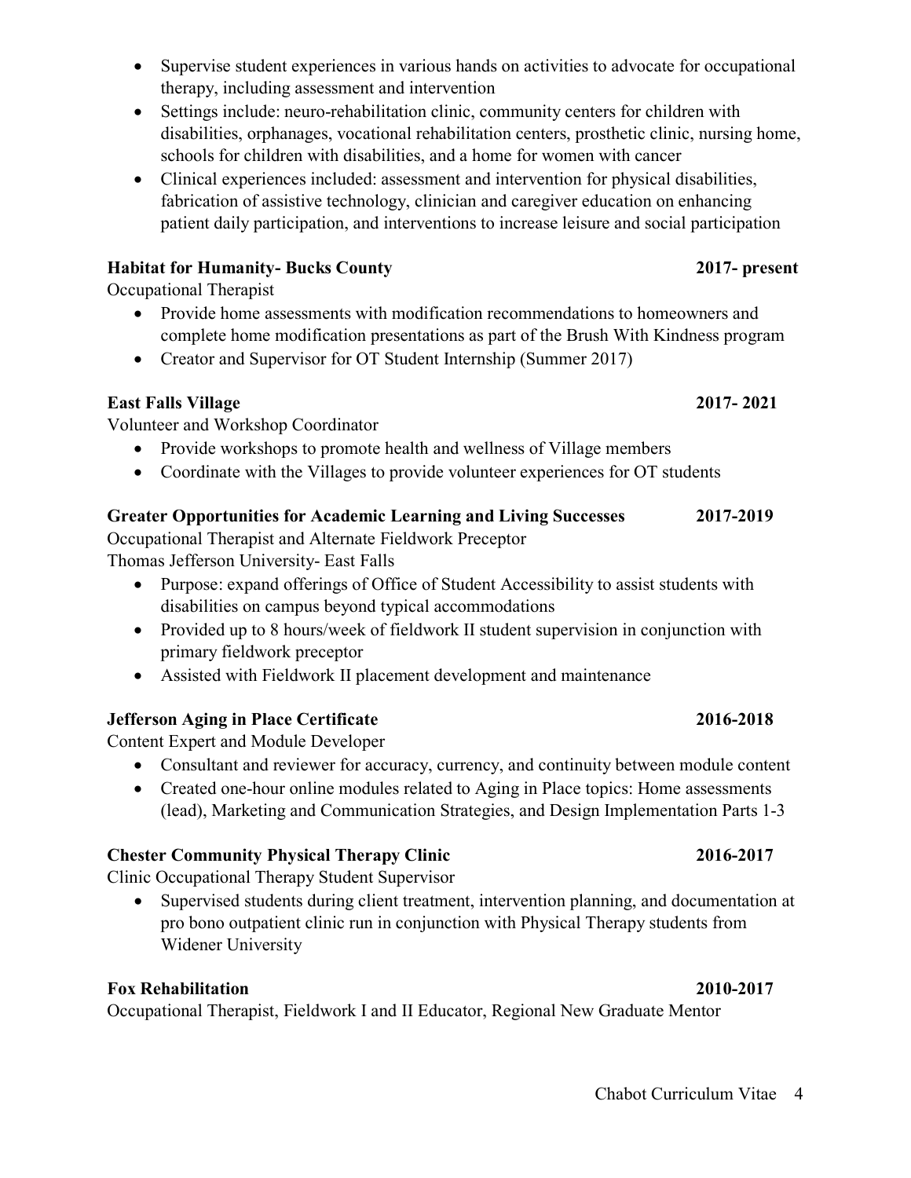- Supervise student experiences in various hands on activities to advocate for occupational therapy, including assessment and intervention
- Settings include: neuro-rehabilitation clinic, community centers for children with disabilities, orphanages, vocational rehabilitation centers, prosthetic clinic, nursing home, schools for children with disabilities, and a home for women with cancer
- Clinical experiences included: assessment and intervention for physical disabilities, fabrication of assistive technology, clinician and caregiver education on enhancing patient daily participation, and interventions to increase leisure and social participation

**Habitat for Humanity- Bucks County** **2017- present**

Occupational Therapist

- Provide home assessments with modification recommendations to homeowners and complete home modification presentations as part of the Brush With Kindness program
- Creator and Supervisor for OT Student Internship (Summer 2017)

**East Falls Village** **2017- 2021**

Volunteer and Workshop Coordinator

- Provide workshops to promote health and wellness of Village members
- Coordinate with the Villages to provide volunteer experiences for OT students

**Greater Opportunities for Academic Learning and Living Successes** **2017-2019**

Occupational Therapist and Alternate Fieldwork Preceptor
Thomas Jefferson University- East Falls

- Purpose: expand offerings of Office of Student Accessibility to assist students with disabilities on campus beyond typical accommodations
- Provided up to 8 hours/week of fieldwork II student supervision in conjunction with primary fieldwork preceptor
- Assisted with Fieldwork II placement development and maintenance

**Jefferson Aging in Place Certificate** **2016-2018**

Content Expert and Module Developer

- Consultant and reviewer for accuracy, currency, and continuity between module content
- Created one-hour online modules related to Aging in Place topics: Home assessments (lead), Marketing and Communication Strategies, and Design Implementation Parts 1-3

**Chester Community Physical Therapy Clinic** **2016-2017**

Clinic Occupational Therapy Student Supervisor

- Supervised students during client treatment, intervention planning, and documentation at pro bono outpatient clinic run in conjunction with Physical Therapy students from Widener University

**Fox Rehabilitation** **2010-2017**

Occupational Therapist, Fieldwork I and II Educator, Regional New Graduate Mentor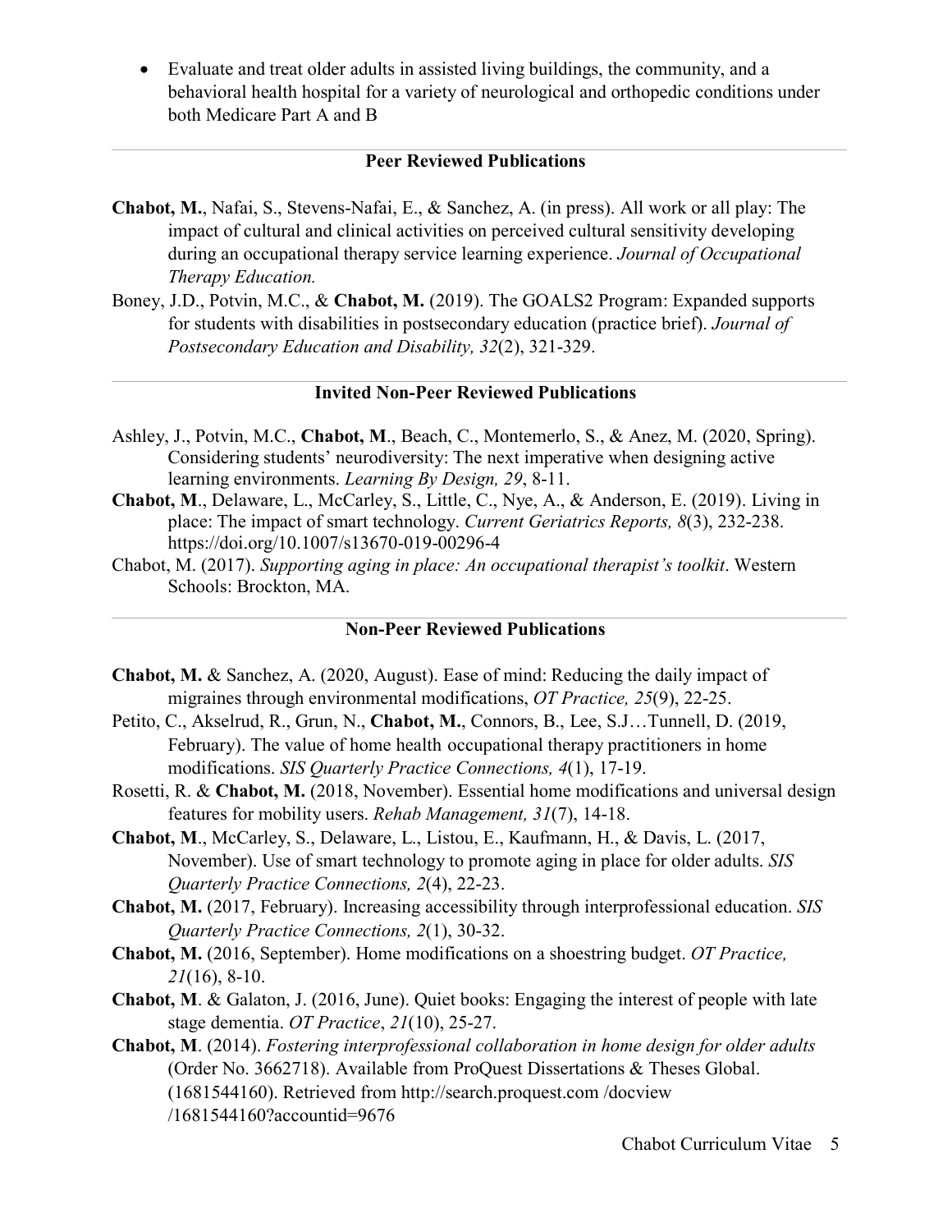- Evaluate and treat older adults in assisted living buildings, the community, and a behavioral health hospital for a variety of neurological and orthopedic conditions under both Medicare Part A and B

---

## Peer Reviewed Publications

**Chabot, M.**, Nafai, S., Stevens-Nafai, E., & Sanchez, A. (in press). All work or all play: The impact of cultural and clinical activities on perceived cultural sensitivity developing during an occupational therapy service learning experience. *Journal of Occupational Therapy Education.*

Boney, J.D., Potvin, M.C., & **Chabot, M.** (2019). The GOALS2 Program: Expanded supports for students with disabilities in postsecondary education (practice brief). *Journal of Postsecondary Education and Disability, 32*(2), 321-329.

---

## Invited Non-Peer Reviewed Publications

Ashley, J., Potvin, M.C., **Chabot, M**., Beach, C., Montemerlo, S., & Anez, M. (2020, Spring). Considering students' neurodiversity: The next imperative when designing active learning environments. *Learning By Design, 29*, 8-11.

**Chabot, M**., Delaware, L., McCarley, S., Little, C., Nye, A., & Anderson, E. (2019). Living in place: The impact of smart technology. *Current Geriatrics Reports, 8*(3), 232-238. https://doi.org/10.1007/s13670-019-00296-4

Chabot, M. (2017). *Supporting aging in place: An occupational therapist's toolkit*. Western Schools: Brockton, MA.

---

## Non-Peer Reviewed Publications

**Chabot, M.** & Sanchez, A. (2020, August). Ease of mind: Reducing the daily impact of migraines through environmental modifications, *OT Practice, 25*(9), 22-25.

Petito, C., Akselrud, R., Grun, N., **Chabot, M.**, Connors, B., Lee, S.J…Tunnell, D. (2019, February). The value of home health occupational therapy practitioners in home modifications. *SIS Quarterly Practice Connections, 4*(1), 17-19.

Rosetti, R. & **Chabot, M.** (2018, November). Essential home modifications and universal design features for mobility users. *Rehab Management, 31*(7), 14-18.

**Chabot, M**., McCarley, S., Delaware, L., Listou, E., Kaufmann, H., & Davis, L. (2017, November). Use of smart technology to promote aging in place for older adults. *SIS Quarterly Practice Connections, 2*(4), 22-23.

**Chabot, M.** (2017, February). Increasing accessibility through interprofessional education. *SIS Quarterly Practice Connections, 2*(1), 30-32.

**Chabot, M.** (2016, September). Home modifications on a shoestring budget. *OT Practice, 21*(16), 8-10.

**Chabot, M**. & Galaton, J. (2016, June). Quiet books: Engaging the interest of people with late stage dementia. *OT Practice*, *21*(10), 25-27.

**Chabot, M**. (2014). *Fostering interprofessional collaboration in home design for older adults* (Order No. 3662718). Available from ProQuest Dissertations & Theses Global. (1681544160). Retrieved from http://search.proquest.com /docview /1681544160?accountid=9676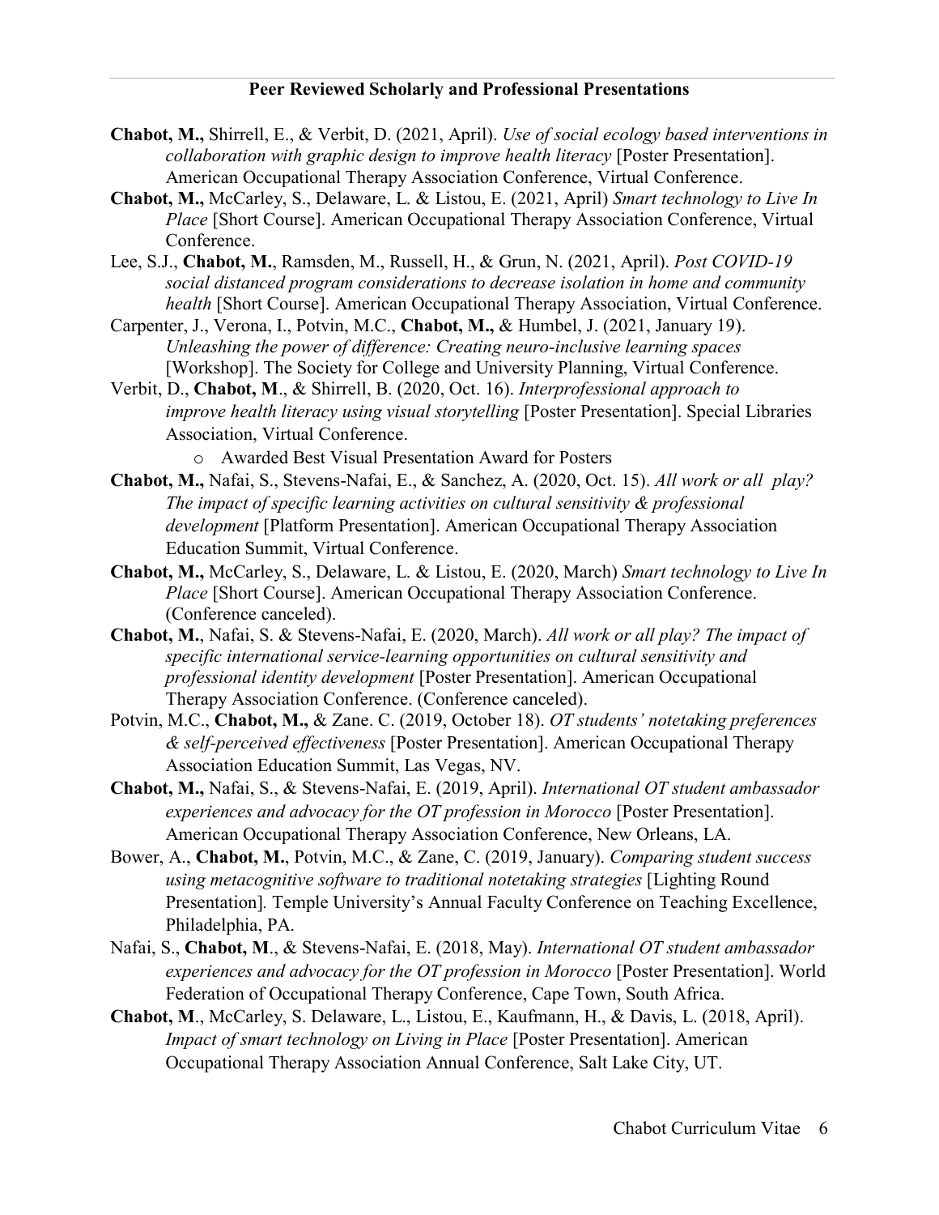### Peer Reviewed Scholarly and Professional Presentations

**Chabot, M.,** Shirrell, E., & Verbit, D. (2021, April). *Use of social ecology based interventions in collaboration with graphic design to improve health literacy* [Poster Presentation]. American Occupational Therapy Association Conference, Virtual Conference.

**Chabot, M.,** McCarley, S., Delaware, L. & Listou, E. (2021, April) *Smart technology to Live In Place* [Short Course]. American Occupational Therapy Association Conference, Virtual Conference.

Lee, S.J., **Chabot, M.**, Ramsden, M., Russell, H., & Grun, N. (2021, April). *Post COVID-19 social distanced program considerations to decrease isolation in home and community health* [Short Course]. American Occupational Therapy Association, Virtual Conference.

Carpenter, J., Verona, I., Potvin, M.C., **Chabot, M.,** & Humbel, J. (2021, January 19). *Unleashing the power of difference: Creating neuro-inclusive learning spaces* [Workshop]. The Society for College and University Planning, Virtual Conference.

Verbit, D., **Chabot, M**., & Shirrell, B. (2020, Oct. 16). *Interprofessional approach to improve health literacy using visual storytelling* [Poster Presentation]. Special Libraries Association, Virtual Conference.

- Awarded Best Visual Presentation Award for Posters

**Chabot, M.,** Nafai, S., Stevens-Nafai, E., & Sanchez, A. (2020, Oct. 15). *All work or all play? The impact of specific learning activities on cultural sensitivity & professional development* [Platform Presentation]. American Occupational Therapy Association Education Summit, Virtual Conference.

**Chabot, M.,** McCarley, S., Delaware, L. & Listou, E. (2020, March) *Smart technology to Live In Place* [Short Course]. American Occupational Therapy Association Conference. (Conference canceled).

**Chabot, M.**, Nafai, S. & Stevens-Nafai, E. (2020, March). *All work or all play? The impact of specific international service-learning opportunities on cultural sensitivity and professional identity development* [Poster Presentation]. American Occupational Therapy Association Conference. (Conference canceled).

Potvin, M.C., **Chabot, M.,** & Zane. C. (2019, October 18). *OT students' notetaking preferences & self-perceived effectiveness* [Poster Presentation]. American Occupational Therapy Association Education Summit, Las Vegas, NV.

**Chabot, M.,** Nafai, S., & Stevens-Nafai, E. (2019, April). *International OT student ambassador experiences and advocacy for the OT profession in Morocco* [Poster Presentation]. American Occupational Therapy Association Conference, New Orleans, LA.

Bower, A., **Chabot, M.**, Potvin, M.C., & Zane, C. (2019, January). *Comparing student success using metacognitive software to traditional notetaking strategies* [Lighting Round Presentation]. Temple University's Annual Faculty Conference on Teaching Excellence, Philadelphia, PA.

Nafai, S., **Chabot, M**., & Stevens-Nafai, E. (2018, May). *International OT student ambassador experiences and advocacy for the OT profession in Morocco* [Poster Presentation]. World Federation of Occupational Therapy Conference, Cape Town, South Africa.

**Chabot, M**., McCarley, S. Delaware, L., Listou, E., Kaufmann, H., & Davis, L. (2018, April). *Impact of smart technology on Living in Place* [Poster Presentation]. American Occupational Therapy Association Annual Conference, Salt Lake City, UT.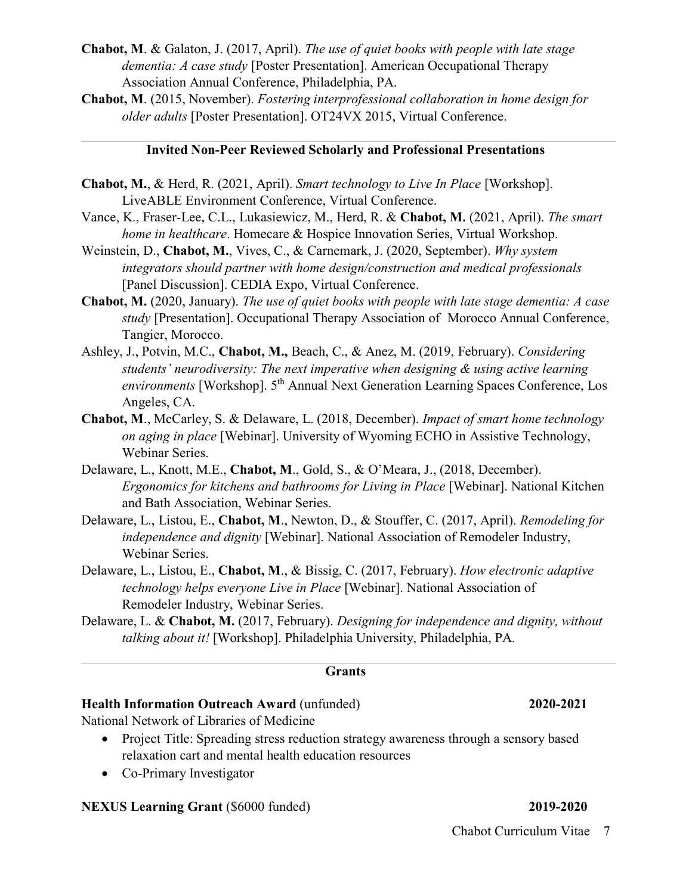**Chabot, M**. & Galaton, J. (2017, April). *The use of quiet books with people with late stage dementia: A case study* [Poster Presentation]. American Occupational Therapy Association Annual Conference, Philadelphia, PA.

**Chabot, M**. (2015, November). *Fostering interprofessional collaboration in home design for older adults* [Poster Presentation]. OT24VX 2015, Virtual Conference.

## Invited Non-Peer Reviewed Scholarly and Professional Presentations

**Chabot, M.**, & Herd, R. (2021, April). *Smart technology to Live In Place* [Workshop]. LiveABLE Environment Conference, Virtual Conference.

Vance, K., Fraser-Lee, C.L., Lukasiewicz, M., Herd, R. & **Chabot, M.** (2021, April). *The smart home in healthcare*. Homecare & Hospice Innovation Series, Virtual Workshop.

Weinstein, D., **Chabot, M.**, Vives, C., & Carnemark, J. (2020, September). *Why system integrators should partner with home design/construction and medical professionals* [Panel Discussion]. CEDIA Expo, Virtual Conference.

**Chabot, M.** (2020, January). *The use of quiet books with people with late stage dementia: A case study* [Presentation]. Occupational Therapy Association of Morocco Annual Conference, Tangier, Morocco.

Ashley, J., Potvin, M.C., **Chabot, M.,** Beach, C., & Anez, M. (2019, February). *Considering students' neurodiversity: The next imperative when designing & using active learning environments* [Workshop]. 5th Annual Next Generation Learning Spaces Conference, Los Angeles, CA.

**Chabot, M**., McCarley, S. & Delaware, L. (2018, December). *Impact of smart home technology on aging in place* [Webinar]. University of Wyoming ECHO in Assistive Technology, Webinar Series.

Delaware, L., Knott, M.E., **Chabot, M**., Gold, S., & O'Meara, J., (2018, December). *Ergonomics for kitchens and bathrooms for Living in Place* [Webinar]. National Kitchen and Bath Association, Webinar Series.

Delaware, L., Listou, E., **Chabot, M**., Newton, D., & Stouffer, C. (2017, April). *Remodeling for independence and dignity* [Webinar]. National Association of Remodeler Industry, Webinar Series.

Delaware, L., Listou, E., **Chabot, M**., & Bissig, C. (2017, February). *How electronic adaptive technology helps everyone Live in Place* [Webinar]. National Association of Remodeler Industry, Webinar Series.

Delaware, L. & **Chabot, M.** (2017, February). *Designing for independence and dignity, without talking about it!* [Workshop]. Philadelphia University, Philadelphia, PA.

## Grants

**Health Information Outreach Award** (unfunded) **2020-2021**

National Network of Libraries of Medicine

- Project Title: Spreading stress reduction strategy awareness through a sensory based relaxation cart and mental health education resources
- Co-Primary Investigator

**NEXUS Learning Grant** ($6000 funded) **2019-2020**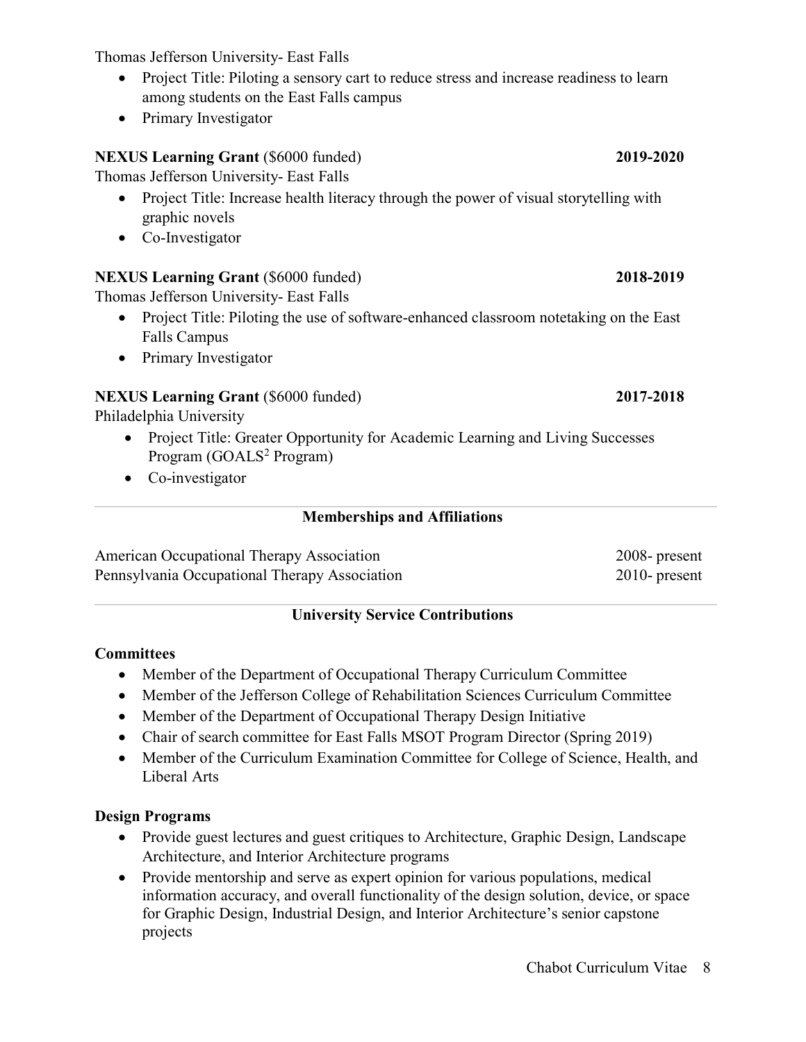Thomas Jefferson University- East Falls

- Project Title: Piloting a sensory cart to reduce stress and increase readiness to learn among students on the East Falls campus
- Primary Investigator

**NEXUS Learning Grant** ($6000 funded) **2019-2020**

Thomas Jefferson University- East Falls

- Project Title: Increase health literacy through the power of visual storytelling with graphic novels
- Co-Investigator

**NEXUS Learning Grant** ($6000 funded) **2018-2019**

Thomas Jefferson University- East Falls

- Project Title: Piloting the use of software-enhanced classroom notetaking on the East Falls Campus
- Primary Investigator

**NEXUS Learning Grant** ($6000 funded) **2017-2018**

Philadelphia University

- Project Title: Greater Opportunity for Academic Learning and Living Successes Program (GOALS$^2$ Program)
- Co-investigator

## Memberships and Affiliations

American Occupational Therapy Association 2008- present
Pennsylvania Occupational Therapy Association 2010- present

## University Service Contributions

**Committees**

- Member of the Department of Occupational Therapy Curriculum Committee
- Member of the Jefferson College of Rehabilitation Sciences Curriculum Committee
- Member of the Department of Occupational Therapy Design Initiative
- Chair of search committee for East Falls MSOT Program Director (Spring 2019)
- Member of the Curriculum Examination Committee for College of Science, Health, and Liberal Arts

**Design Programs**

- Provide guest lectures and guest critiques to Architecture, Graphic Design, Landscape Architecture, and Interior Architecture programs
- Provide mentorship and serve as expert opinion for various populations, medical information accuracy, and overall functionality of the design solution, device, or space for Graphic Design, Industrial Design, and Interior Architecture's senior capstone projects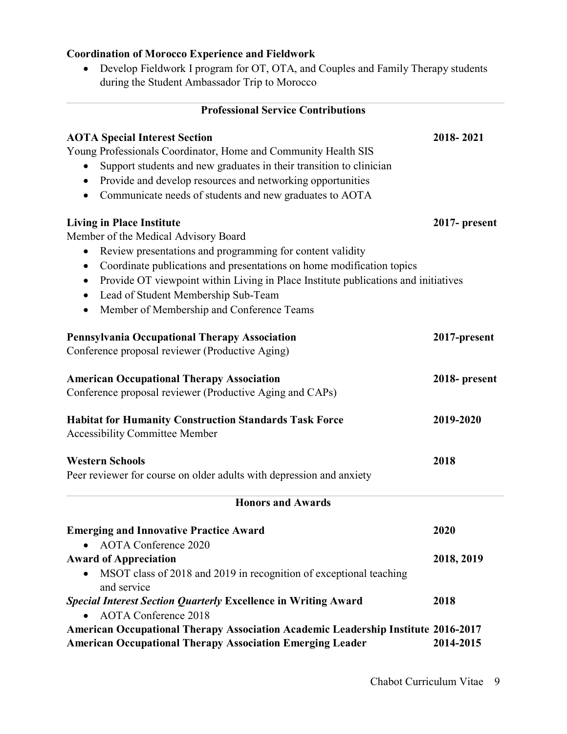**Coordination of Morocco Experience and Fieldwork**

- Develop Fieldwork I program for OT, OTA, and Couples and Family Therapy students during the Student Ambassador Trip to Morocco

---

## Professional Service Contributions

**AOTA Special Interest Section** **2018- 2021**

Young Professionals Coordinator, Home and Community Health SIS

- Support students and new graduates in their transition to clinician
- Provide and develop resources and networking opportunities
- Communicate needs of students and new graduates to AOTA

**Living in Place Institute** **2017- present**

Member of the Medical Advisory Board

- Review presentations and programming for content validity
- Coordinate publications and presentations on home modification topics
- Provide OT viewpoint within Living in Place Institute publications and initiatives
- Lead of Student Membership Sub-Team
- Member of Membership and Conference Teams

**Pennsylvania Occupational Therapy Association** **2017-present**

Conference proposal reviewer (Productive Aging)

**American Occupational Therapy Association** **2018- present**

Conference proposal reviewer (Productive Aging and CAPs)

**Habitat for Humanity Construction Standards Task Force** **2019-2020**

Accessibility Committee Member

**Western Schools** **2018**

Peer reviewer for course on older adults with depression and anxiety

---

## Honors and Awards

**Emerging and Innovative Practice Award** **2020**

- AOTA Conference 2020

**Award of Appreciation** **2018, 2019**

- MSOT class of 2018 and 2019 in recognition of exceptional teaching and service

***Special Interest Section Quarterly* Excellence in Writing Award** **2018**

- AOTA Conference 2018

**American Occupational Therapy Association Academic Leadership Institute** **2016-2017**

**American Occupational Therapy Association Emerging Leader** **2014-2015**